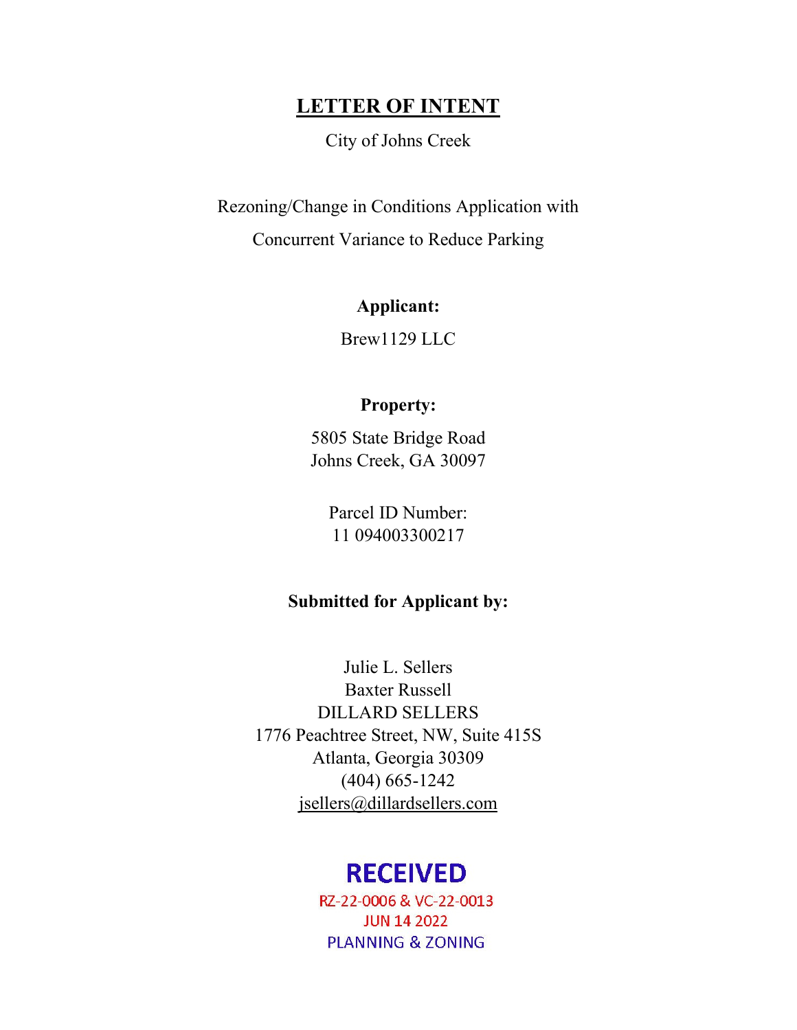# LETTER OF INTENT

City of Johns Creek

Rezoning/Change in Conditions Application with

Concurrent Variance to Reduce Parking

**Applicant:**

Brew1129 LLC

**Property:**

5805 State Bridge Road
Johns Creek, GA 30097

Parcel ID Number:
11 094003300217

**Submitted for Applicant by:**

Julie L. Sellers
Baxter Russell
DILLARD SELLERS
1776 Peachtree Street, NW, Suite 415S
Atlanta, Georgia 30309
(404) 665-1242
jsellers@dillardsellers.com

RECEIVED
RZ-22-0006 & VC-22-0013
JUN 14 2022
PLANNING & ZONING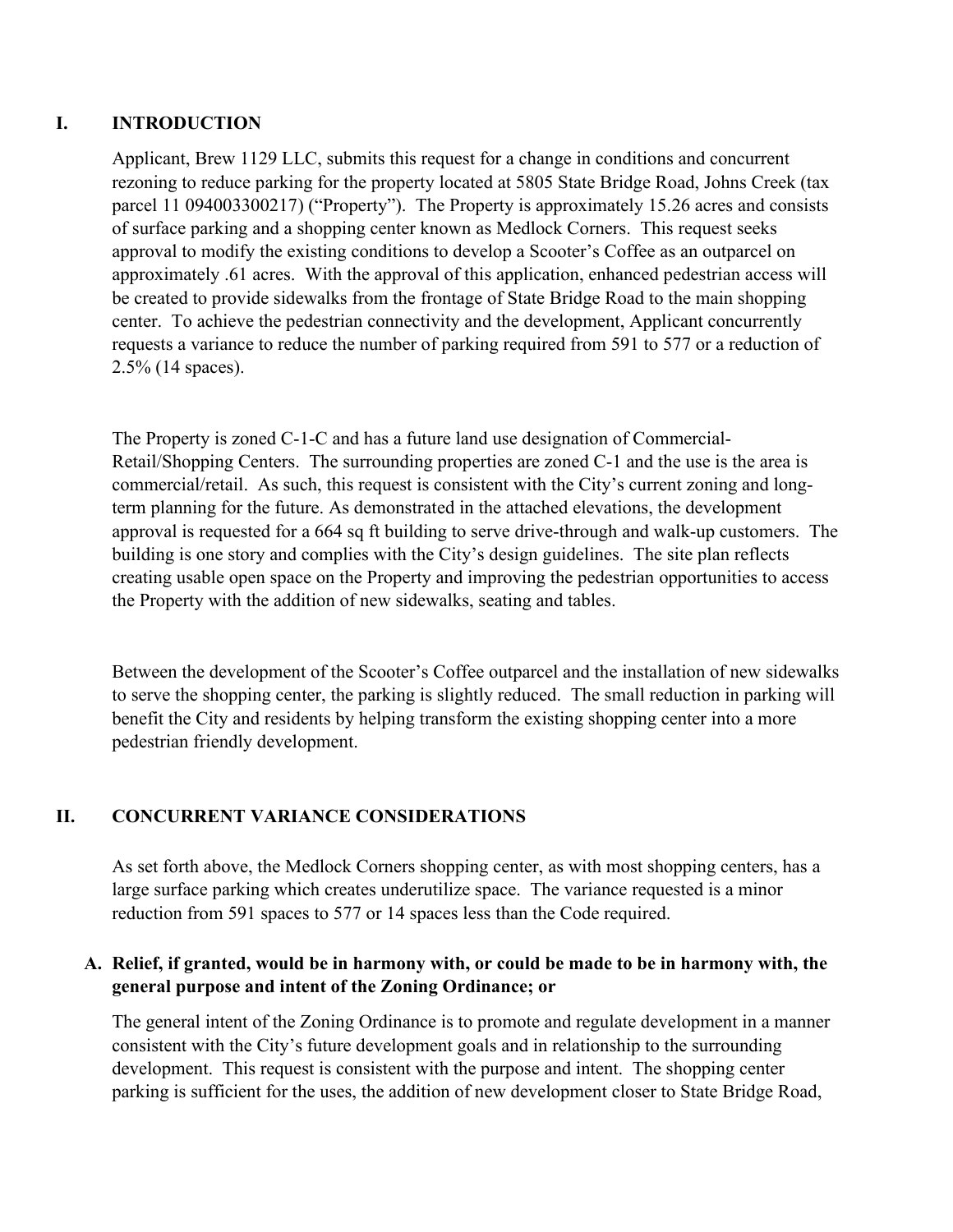## I. INTRODUCTION

Applicant, Brew 1129 LLC, submits this request for a change in conditions and concurrent rezoning to reduce parking for the property located at 5805 State Bridge Road, Johns Creek (tax parcel 11 094003300217) ("Property"). The Property is approximately 15.26 acres and consists of surface parking and a shopping center known as Medlock Corners. This request seeks approval to modify the existing conditions to develop a Scooter's Coffee as an outparcel on approximately .61 acres. With the approval of this application, enhanced pedestrian access will be created to provide sidewalks from the frontage of State Bridge Road to the main shopping center. To achieve the pedestrian connectivity and the development, Applicant concurrently requests a variance to reduce the number of parking required from 591 to 577 or a reduction of 2.5% (14 spaces).

The Property is zoned C-1-C and has a future land use designation of Commercial-Retail/Shopping Centers. The surrounding properties are zoned C-1 and the use is the area is commercial/retail. As such, this request is consistent with the City's current zoning and long-term planning for the future. As demonstrated in the attached elevations, the development approval is requested for a 664 sq ft building to serve drive-through and walk-up customers. The building is one story and complies with the City's design guidelines. The site plan reflects creating usable open space on the Property and improving the pedestrian opportunities to access the Property with the addition of new sidewalks, seating and tables.

Between the development of the Scooter's Coffee outparcel and the installation of new sidewalks to serve the shopping center, the parking is slightly reduced. The small reduction in parking will benefit the City and residents by helping transform the existing shopping center into a more pedestrian friendly development.

## II. CONCURRENT VARIANCE CONSIDERATIONS

As set forth above, the Medlock Corners shopping center, as with most shopping centers, has a large surface parking which creates underutilize space. The variance requested is a minor reduction from 591 spaces to 577 or 14 spaces less than the Code required.

### A. Relief, if granted, would be in harmony with, or could be made to be in harmony with, the general purpose and intent of the Zoning Ordinance; or

The general intent of the Zoning Ordinance is to promote and regulate development in a manner consistent with the City's future development goals and in relationship to the surrounding development. This request is consistent with the purpose and intent. The shopping center parking is sufficient for the uses, the addition of new development closer to State Bridge Road,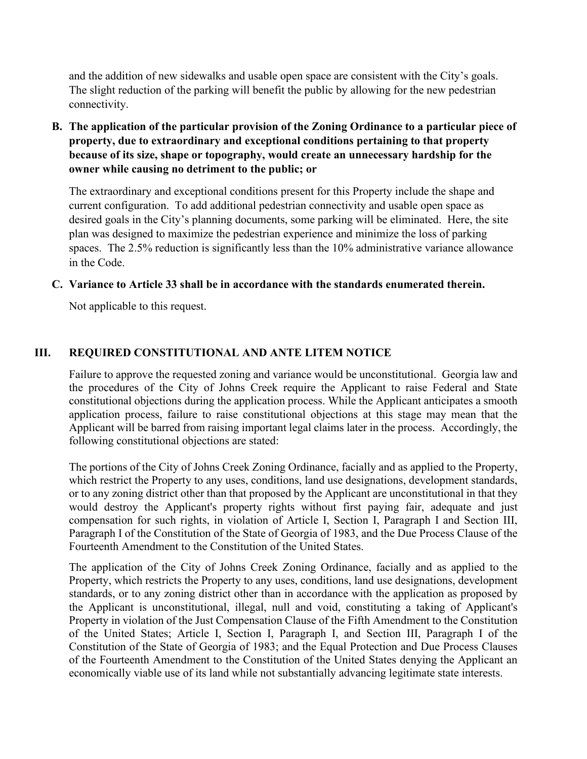and the addition of new sidewalks and usable open space are consistent with the City's goals. The slight reduction of the parking will benefit the public by allowing for the new pedestrian connectivity.

**B. The application of the particular provision of the Zoning Ordinance to a particular piece of property, due to extraordinary and exceptional conditions pertaining to that property because of its size, shape or topography, would create an unnecessary hardship for the owner while causing no detriment to the public; or**

The extraordinary and exceptional conditions present for this Property include the shape and current configuration. To add additional pedestrian connectivity and usable open space as desired goals in the City's planning documents, some parking will be eliminated. Here, the site plan was designed to maximize the pedestrian experience and minimize the loss of parking spaces. The 2.5% reduction is significantly less than the 10% administrative variance allowance in the Code.

**C. Variance to Article 33 shall be in accordance with the standards enumerated therein.**

Not applicable to this request.

## III. REQUIRED CONSTITUTIONAL AND ANTE LITEM NOTICE

Failure to approve the requested zoning and variance would be unconstitutional. Georgia law and the procedures of the City of Johns Creek require the Applicant to raise Federal and State constitutional objections during the application process. While the Applicant anticipates a smooth application process, failure to raise constitutional objections at this stage may mean that the Applicant will be barred from raising important legal claims later in the process. Accordingly, the following constitutional objections are stated:

The portions of the City of Johns Creek Zoning Ordinance, facially and as applied to the Property, which restrict the Property to any uses, conditions, land use designations, development standards, or to any zoning district other than that proposed by the Applicant are unconstitutional in that they would destroy the Applicant's property rights without first paying fair, adequate and just compensation for such rights, in violation of Article I, Section I, Paragraph I and Section III, Paragraph I of the Constitution of the State of Georgia of 1983, and the Due Process Clause of the Fourteenth Amendment to the Constitution of the United States.

The application of the City of Johns Creek Zoning Ordinance, facially and as applied to the Property, which restricts the Property to any uses, conditions, land use designations, development standards, or to any zoning district other than in accordance with the application as proposed by the Applicant is unconstitutional, illegal, null and void, constituting a taking of Applicant's Property in violation of the Just Compensation Clause of the Fifth Amendment to the Constitution of the United States; Article I, Section I, Paragraph I, and Section III, Paragraph I of the Constitution of the State of Georgia of 1983; and the Equal Protection and Due Process Clauses of the Fourteenth Amendment to the Constitution of the United States denying the Applicant an economically viable use of its land while not substantially advancing legitimate state interests.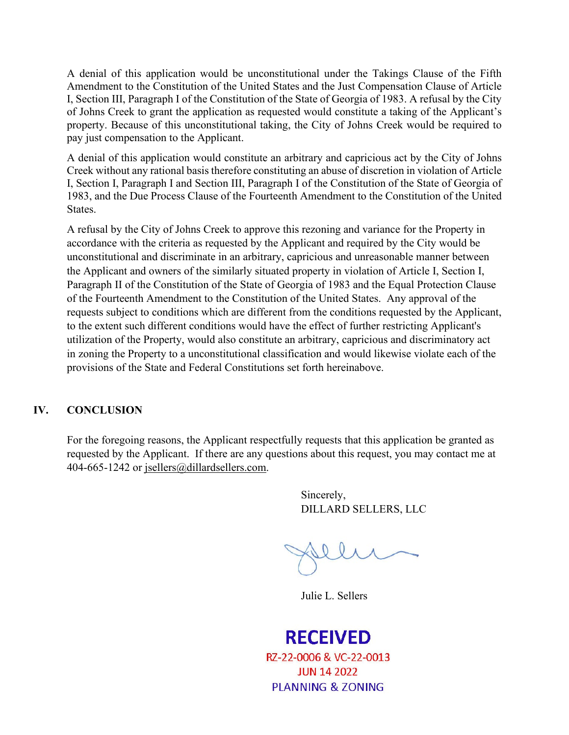A denial of this application would be unconstitutional under the Takings Clause of the Fifth Amendment to the Constitution of the United States and the Just Compensation Clause of Article I, Section III, Paragraph I of the Constitution of the State of Georgia of 1983. A refusal by the City of Johns Creek to grant the application as requested would constitute a taking of the Applicant's property. Because of this unconstitutional taking, the City of Johns Creek would be required to pay just compensation to the Applicant.

A denial of this application would constitute an arbitrary and capricious act by the City of Johns Creek without any rational basis therefore constituting an abuse of discretion in violation of Article I, Section I, Paragraph I and Section III, Paragraph I of the Constitution of the State of Georgia of 1983, and the Due Process Clause of the Fourteenth Amendment to the Constitution of the United States.

A refusal by the City of Johns Creek to approve this rezoning and variance for the Property in accordance with the criteria as requested by the Applicant and required by the City would be unconstitutional and discriminate in an arbitrary, capricious and unreasonable manner between the Applicant and owners of the similarly situated property in violation of Article I, Section I, Paragraph II of the Constitution of the State of Georgia of 1983 and the Equal Protection Clause of the Fourteenth Amendment to the Constitution of the United States. Any approval of the requests subject to conditions which are different from the conditions requested by the Applicant, to the extent such different conditions would have the effect of further restricting Applicant's utilization of the Property, would also constitute an arbitrary, capricious and discriminatory act in zoning the Property to a unconstitutional classification and would likewise violate each of the provisions of the State and Federal Constitutions set forth hereinabove.

## IV. CONCLUSION

For the foregoing reasons, the Applicant respectfully requests that this application be granted as requested by the Applicant. If there are any questions about this request, you may contact me at 404-665-1242 or jsellers@dillardsellers.com.

Sincerely,
DILLARD SELLERS, LLC

Julie L. Sellers

RECEIVED
RZ-22-0006 & VC-22-0013
JUN 14 2022
PLANNING & ZONING